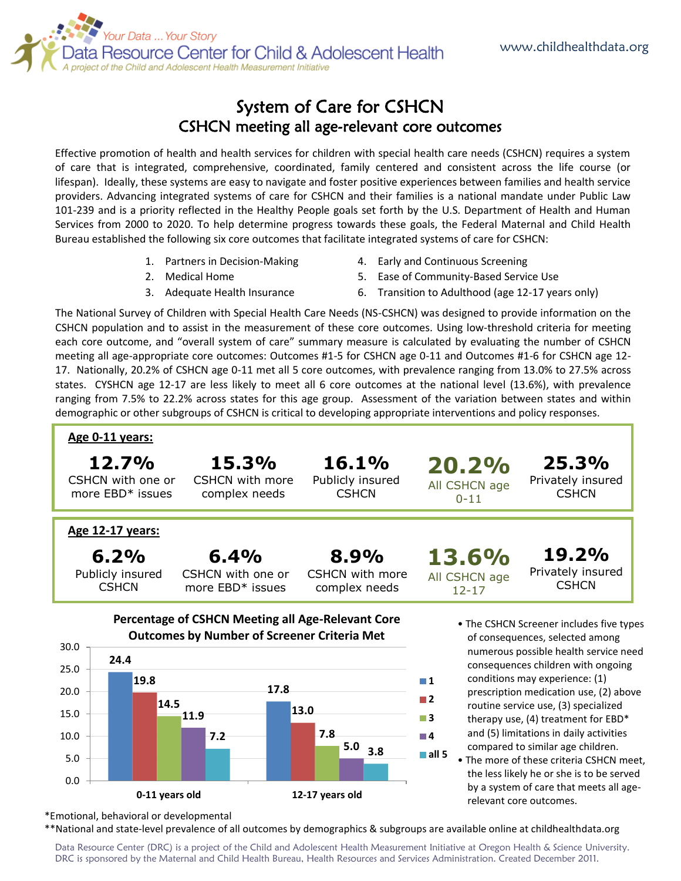Your Data ... Your Story

Data Resource Center for Child & Adolescent Health

*A project of the Child and Adolescent Health Measurement Initiative*

www.childhealthdata.org

# System of Care for CSHCN

## CSHCN meeting all age-relevant core outcomes

Effective promotion of health and health services for children with special health care needs (CSHCN) requires a system of care that is integrated, comprehensive, coordinated, family centered and consistent across the life course (or lifespan). Ideally, these systems are easy to navigate and foster positive experiences between families and health service providers. Advancing integrated systems of care for CSHCN and their families is a national mandate under Public Law 101-239 and is a priority reflected in the Healthy People goals set forth by the U.S. Department of Health and Human Services from 2000 to 2020. To help determine progress towards these goals, the Federal Maternal and Child Health Bureau established the following six core outcomes that facilitate integrated systems of care for CSHCN:

1. Partners in Decision-Making
2. Medical Home
3. Adequate Health Insurance
4. Early and Continuous Screening
5. Ease of Community-Based Service Use
6. Transition to Adulthood (age 12-17 years only)

The National Survey of Children with Special Health Care Needs (NS-CSHCN) was designed to provide information on the CSHCN population and to assist in the measurement of these core outcomes. Using low-threshold criteria for meeting each core outcome, and "overall system of care" summary measure is calculated by evaluating the number of CSHCN meeting all age-appropriate core outcomes: Outcomes #1-5 for CSHCN age 0-11 and Outcomes #1-6 for CSHCN age 12-17. Nationally, 20.2% of CSHCN age 0-11 met all 5 core outcomes, with prevalence ranging from 13.0% to 27.5% across states. CYSHCN age 12-17 are less likely to meet all 6 core outcomes at the national level (13.6%), with prevalence ranging from 7.5% to 22.2% across states for this age group. Assessment of the variation between states and within demographic or other subgroups of CSHCN is critical to developing appropriate interventions and policy responses.

**Age 0-11 years:**

| 12.7% | 15.3% | 16.1% | 20.2% | 25.3% |
|---|---|---|---|---|
| CSHCN with one or more EBD* issues | CSHCN with more complex needs | Publicly insured CSHCN | All CSHCN age 0-11 | Privately insured CSHCN |

**Age 12-17 years:**

| 6.2% | 6.4% | 8.9% | 13.6% | 19.2% |
|---|---|---|---|---|
| Publicly insured CSHCN | CSHCN with one or more EBD* issues | CSHCN with more complex needs | All CSHCN age 12-17 | Privately insured CSHCN |

**Percentage of CSHCN Meeting all Age-Relevant Core Outcomes by Number of Screener Criteria Met**

| Number of screener criteria met | 0-11 years old | 12-17 years old |
|---|---|---|
| 1 | 24.4 | 17.8 |
| 2 | 19.8 | 13.0 |
| 3 | 14.5 | 7.8 |
| 4 | 11.9 | 5.0 |
| all 5 | 7.2 | 3.8 |

- The CSHCN Screener includes five types of consequences, selected among numerous possible health service need consequences children with ongoing conditions may experience: (1) prescription medication use, (2) above routine service use, (3) specialized therapy use, (4) treatment for EBD* and (5) limitations in daily activities compared to similar age children.
- The more of these criteria CSHCN meet, the less likely he or she is to be served by a system of care that meets all age-relevant core outcomes.

*Emotional, behavioral or developmental

**National and state-level prevalence of all outcomes by demographics & subgroups are available online at childhealthdata.org

Data Resource Center (DRC) is a project of the Child and Adolescent Health Measurement Initiative at Oregon Health & Science University. DRC is sponsored by the Maternal and Child Health Bureau, Health Resources and Services Administration. Created December 2011.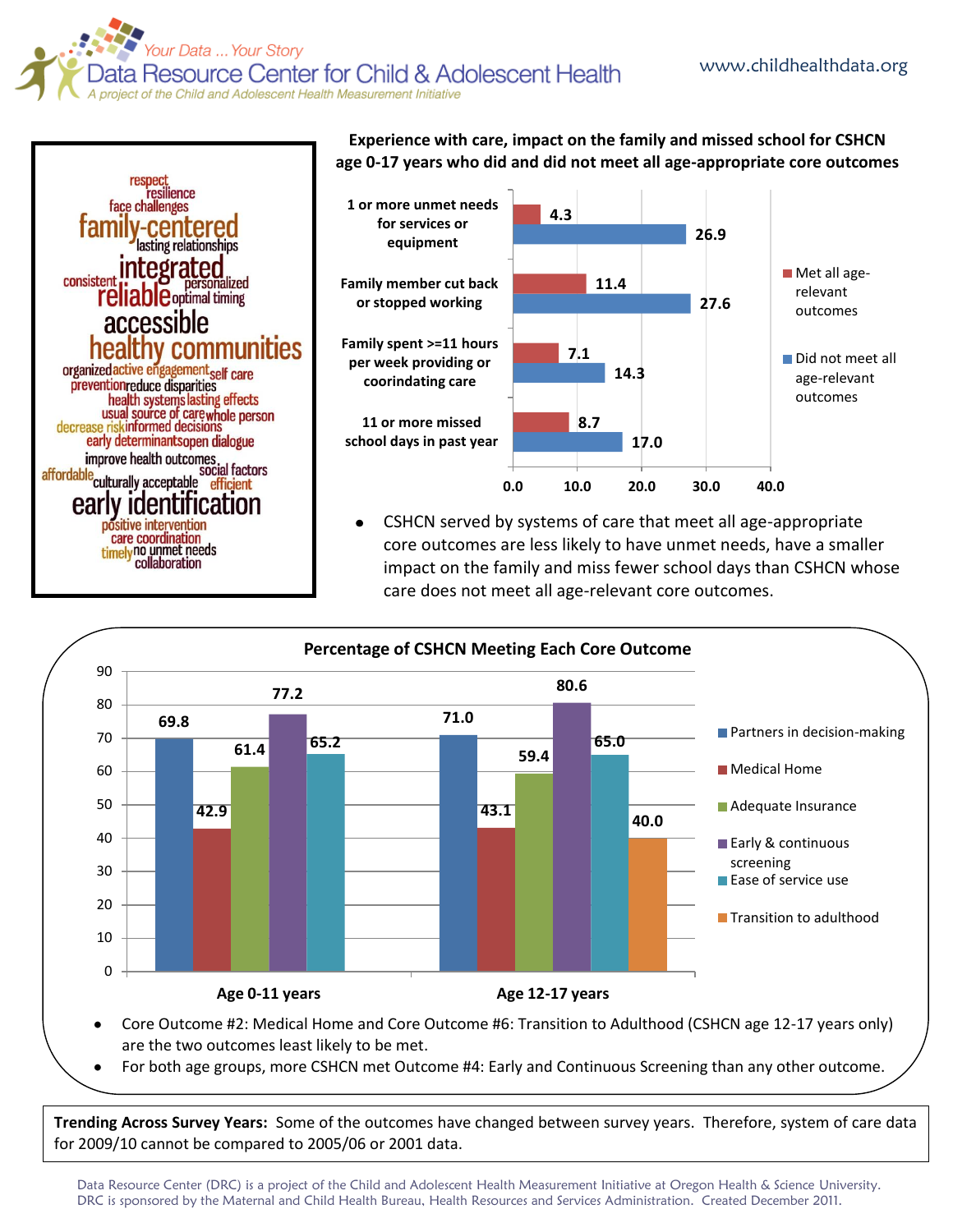*Your Data ... Your Story*

Data Resource Center for Child & Adolescent Health

*A project of the Child and Adolescent Health Measurement Initiative*

www.childhealthdata.org

respect
resilience
face challenges
family-centered
lasting relationships
consistent integrated personalized
reliable optimal timing
accessible
healthy communities
organized active engagement self care
prevention reduce disparities
health systems lasting effects
usual source of care whole person
decrease risk informed decisions
early determinants open dialogue
improve health outcomes
affordable culturally acceptable social factors efficient
early identification
positive intervention
care coordination
timely no unmet needs
collaboration

**Experience with care, impact on the family and missed school for CSHCN age 0-17 years who did and did not meet all age-appropriate core outcomes**

1 or more unmet needs for services or equipment
4.3
26.9

Family member cut back or stopped working
11.4
27.6

Family spent >=11 hours per week providing or coorindating care
7.1
14.3

11 or more missed school days in past year
8.7
17.0

0.0 10.0 20.0 30.0 40.0

Met all age-relevant outcomes

Did not meet all age-relevant outcomes

- CSHCN served by systems of care that meet all age-appropriate core outcomes are less likely to have unmet needs, have a smaller impact on the family and miss fewer school days than CSHCN whose care does not meet all age-relevant core outcomes.

**Percentage of CSHCN Meeting Each Core Outcome**

0 10 20 30 40 50 60 70 80 90

Age 0-11 years: 69.8, 42.9, 61.4, 77.2, 65.2

Age 12-17 years: 71.0, 43.1, 59.4, 80.6, 65.0, 40.0

Partners in decision-making
Medical Home
Adequate Insurance
Early & continuous screening
Ease of service use
Transition to adulthood

- Core Outcome #2: Medical Home and Core Outcome #6: Transition to Adulthood (CSHCN age 12-17 years only) are the two outcomes least likely to be met.
- For both age groups, more CSHCN met Outcome #4: Early and Continuous Screening than any other outcome.

**Trending Across Survey Years:** Some of the outcomes have changed between survey years. Therefore, system of care data for 2009/10 cannot be compared to 2005/06 or 2001 data.

Data Resource Center (DRC) is a project of the Child and Adolescent Health Measurement Initiative at Oregon Health & Science University. DRC is sponsored by the Maternal and Child Health Bureau, Health Resources and Services Administration. Created December 2011.